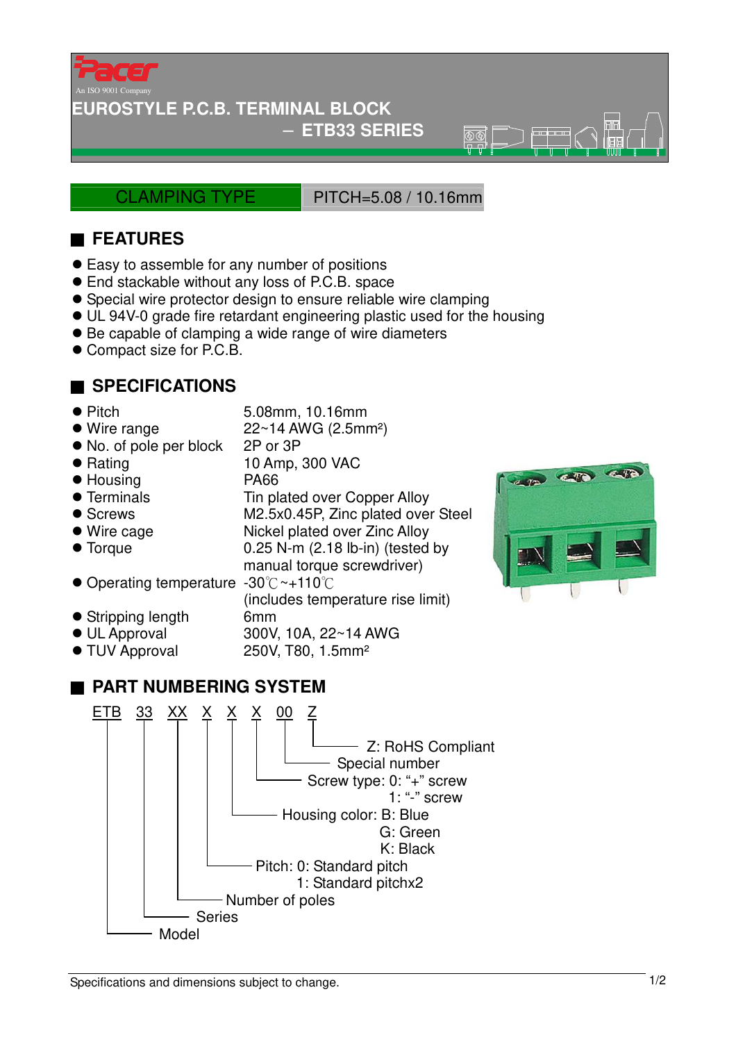Pacer

An ISO 9001 Company

# EUROSTYLE P.C.B. TERMINAL BLOCK
## – ETB33 SERIES

CLAMPING TYPE | PITCH=5.08 / 10.16mm

## FEATURES

- Easy to assemble for any number of positions
- End stackable without any loss of P.C.B. space
- Special wire protector design to ensure reliable wire clamping
- UL 94V-0 grade fire retardant engineering plastic used for the housing
- Be capable of clamping a wide range of wire diameters
- Compact size for P.C.B.

## SPECIFICATIONS

| | |
|---|---|
| Pitch | 5.08mm, 10.16mm |
| Wire range | 22~14 AWG (2.5mm²) |
| No. of pole per block | 2P or 3P |
| Rating | 10 Amp, 300 VAC |
| Housing | PA66 |
| Terminals | Tin plated over Copper Alloy |
| Screws | M2.5x0.45P, Zinc plated over Steel |
| Wire cage | Nickel plated over Zinc Alloy |
| Torque | 0.25 N-m (2.18 lb-in) (tested by manual torque screwdriver) |
| Operating temperature | -30℃~+110℃ (includes temperature rise limit) |
| Stripping length | 6mm |
| UL Approval | 300V, 10A, 22~14 AWG |
| TUV Approval | 250V, T80, 1.5mm² |

## PART NUMBERING SYSTEM

ETB 33 XX X X X 00 Z

- Z: RoHS Compliant
- 00: Special number
- X: Screw type: 0: "+" screw; 1: "-" screw
- X: Housing color: B: Blue; G: Green; K: Black
- X: Pitch: 0: Standard pitch; 1: Standard pitchx2
- XX: Number of poles
- 33: Series
- ETB: Model

Specifications and dimensions subject to change.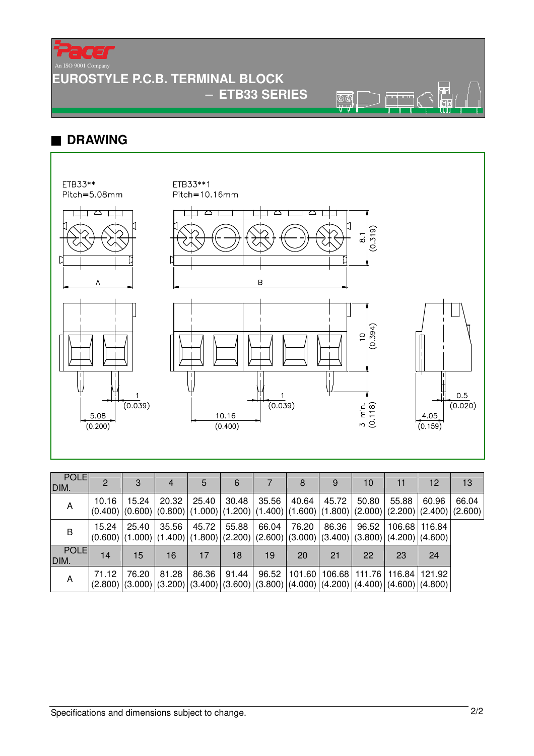Pacer

An ISO 9001 Company

# EUROSTYLE P.C.B. TERMINAL BLOCK – ETB33 SERIES

## DRAWING

ETB33**
Pitch=5.08mm

ETB33**1
Pitch=10.16mm

A

B

8.1
(0.319)

10
(0.394)

1
(0.039)

5.08
(0.200)

1
(0.039)

10.16
(0.400)

3 min.
(0.118)

0.5
(0.020)

4.05
(0.159)

| POLE / DIM. | 2 | 3 | 4 | 5 | 6 | 7 | 8 | 9 | 10 | 11 | 12 | 13 |
|---|---|---|---|---|---|---|---|---|---|---|---|---|
| A | 10.16 (0.400) | 15.24 (0.600) | 20.32 (0.800) | 25.40 (1.000) | 30.48 (1.200) | 35.56 (1.400) | 40.64 (1.600) | 45.72 (1.800) | 50.80 (2.000) | 55.88 (2.200) | 60.96 (2.400) | 66.04 (2.600) |
| B | 15.24 (0.600) | 25.40 (1.000) | 35.56 (1.400) | 45.72 (1.800) | 55.88 (2.200) | 66.04 (2.600) | 76.20 (3.000) | 86.36 (3.400) | 96.52 (3.800) | 106.68 (4.200) | 116.84 (4.600) | |
| POLE / DIM. | 14 | 15 | 16 | 17 | 18 | 19 | 20 | 21 | 22 | 23 | 24 | |
| A | 71.12 (2.800) | 76.20 (3.000) | 81.28 (3.200) | 86.36 (3.400) | 91.44 (3.600) | 96.52 (3.800) | 101.60 (4.000) | 106.68 (4.200) | 111.76 (4.400) | 116.84 (4.600) | 121.92 (4.800) | |

Specifications and dimensions subject to change.